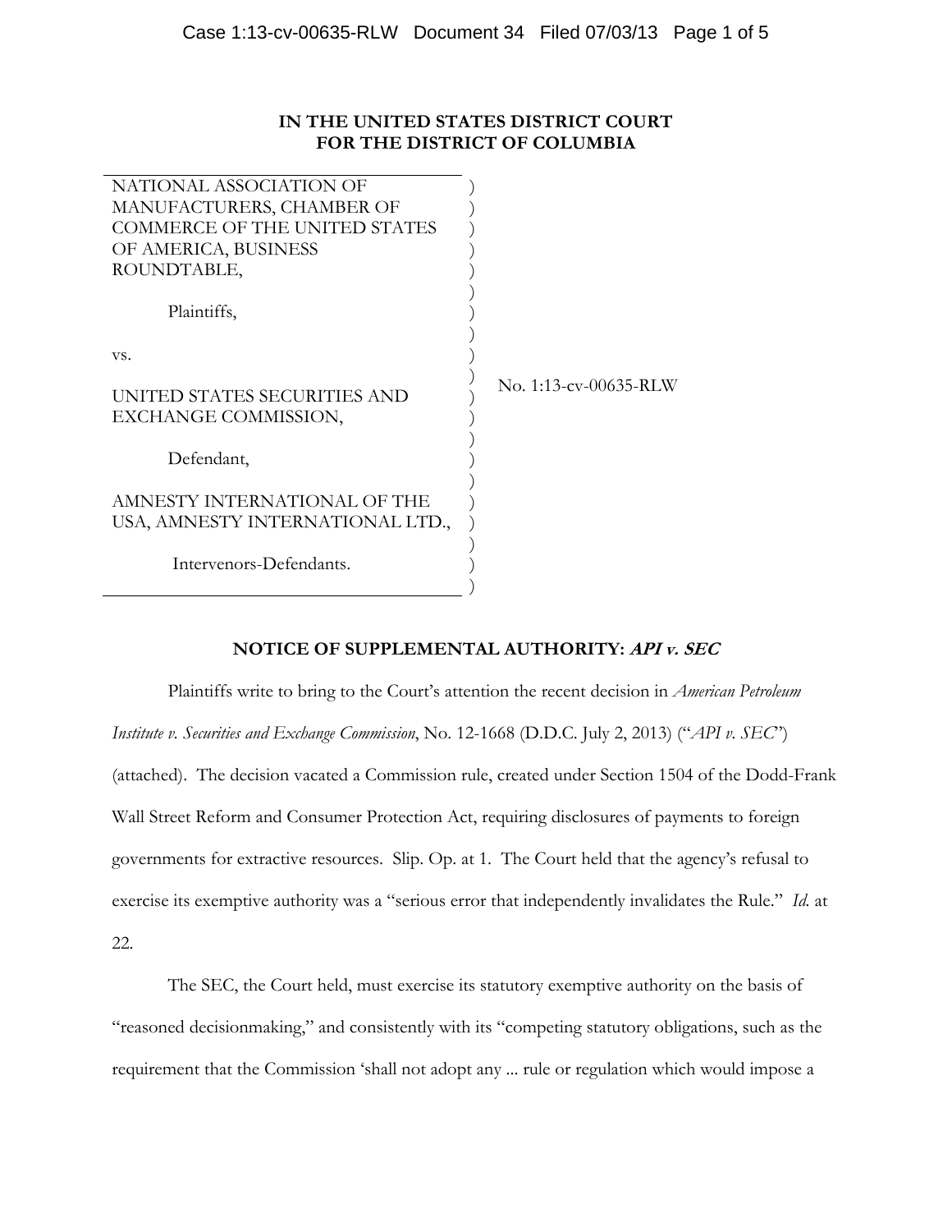**IN THE UNITED STATES DISTRICT COURT**
**FOR THE DISTRICT OF COLUMBIA**

NATIONAL ASSOCIATION OF MANUFACTURERS, CHAMBER OF COMMERCE OF THE UNITED STATES OF AMERICA, BUSINESS ROUNDTABLE,

Plaintiffs,

vs.

UNITED STATES SECURITIES AND EXCHANGE COMMISSION,

Defendant,

AMNESTY INTERNATIONAL OF THE USA, AMNESTY INTERNATIONAL LTD.,

Intervenors-Defendants.

No. 1:13-cv-00635-RLW

**NOTICE OF SUPPLEMENTAL AUTHORITY: *API v. SEC***

Plaintiffs write to bring to the Court's attention the recent decision in *American Petroleum Institute v. Securities and Exchange Commission*, No. 12-1668 (D.D.C. July 2, 2013) ("*API v. SEC*") (attached). The decision vacated a Commission rule, created under Section 1504 of the Dodd-Frank Wall Street Reform and Consumer Protection Act, requiring disclosures of payments to foreign governments for extractive resources. Slip. Op. at 1. The Court held that the agency's refusal to exercise its exemptive authority was a "serious error that independently invalidates the Rule." *Id.* at 22.

The SEC, the Court held, must exercise its statutory exemptive authority on the basis of "reasoned decisionmaking," and consistently with its "competing statutory obligations, such as the requirement that the Commission 'shall not adopt any ... rule or regulation which would impose a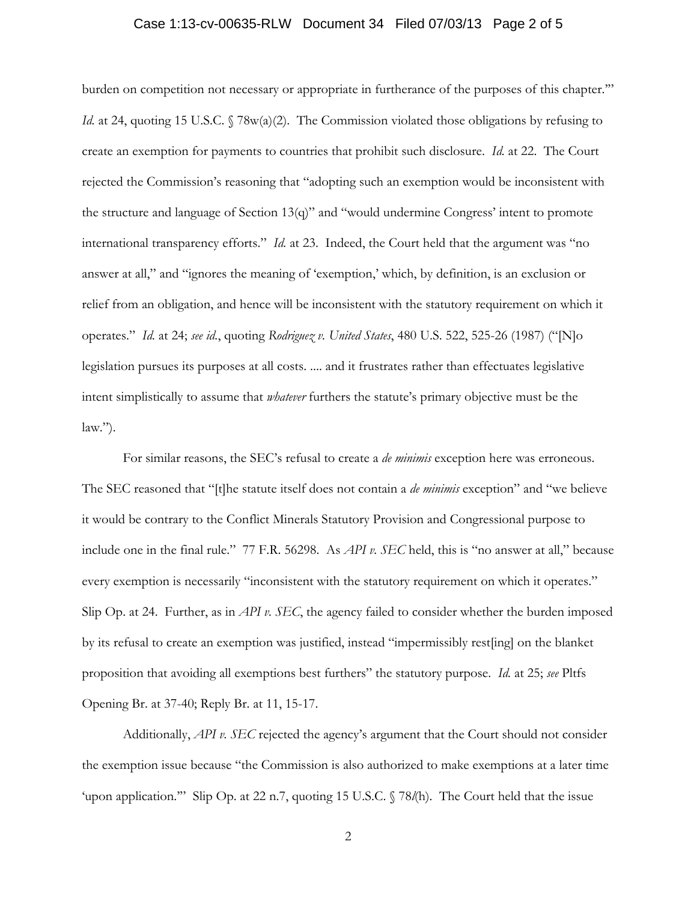burden on competition not necessary or appropriate in furtherance of the purposes of this chapter.'" *Id.* at 24, quoting 15 U.S.C. § 78w(a)(2). The Commission violated those obligations by refusing to create an exemption for payments to countries that prohibit such disclosure. *Id.* at 22. The Court rejected the Commission's reasoning that "adopting such an exemption would be inconsistent with the structure and language of Section 13(q)" and "would undermine Congress' intent to promote international transparency efforts." *Id.* at 23. Indeed, the Court held that the argument was "no answer at all," and "ignores the meaning of 'exemption,' which, by definition, is an exclusion or relief from an obligation, and hence will be inconsistent with the statutory requirement on which it operates." *Id.* at 24; *see id.*, quoting *Rodriguez v. United States*, 480 U.S. 522, 525-26 (1987) ("[N]o legislation pursues its purposes at all costs. .... and it frustrates rather than effectuates legislative intent simplistically to assume that *whatever* furthers the statute's primary objective must be the law.").

For similar reasons, the SEC's refusal to create a *de minimis* exception here was erroneous. The SEC reasoned that "[t]he statute itself does not contain a *de minimis* exception" and "we believe it would be contrary to the Conflict Minerals Statutory Provision and Congressional purpose to include one in the final rule." 77 F.R. 56298. As *API v. SEC* held, this is "no answer at all," because every exemption is necessarily "inconsistent with the statutory requirement on which it operates." Slip Op. at 24. Further, as in *API v. SEC*, the agency failed to consider whether the burden imposed by its refusal to create an exemption was justified, instead "impermissibly rest[ing] on the blanket proposition that avoiding all exemptions best furthers" the statutory purpose. *Id.* at 25; *see* Pltfs Opening Br. at 37-40; Reply Br. at 11, 15-17.

Additionally, *API v. SEC* rejected the agency's argument that the Court should not consider the exemption issue because "the Commission is also authorized to make exemptions at a later time 'upon application.'" Slip Op. at 22 n.7, quoting 15 U.S.C. § 78*l*(h). The Court held that the issue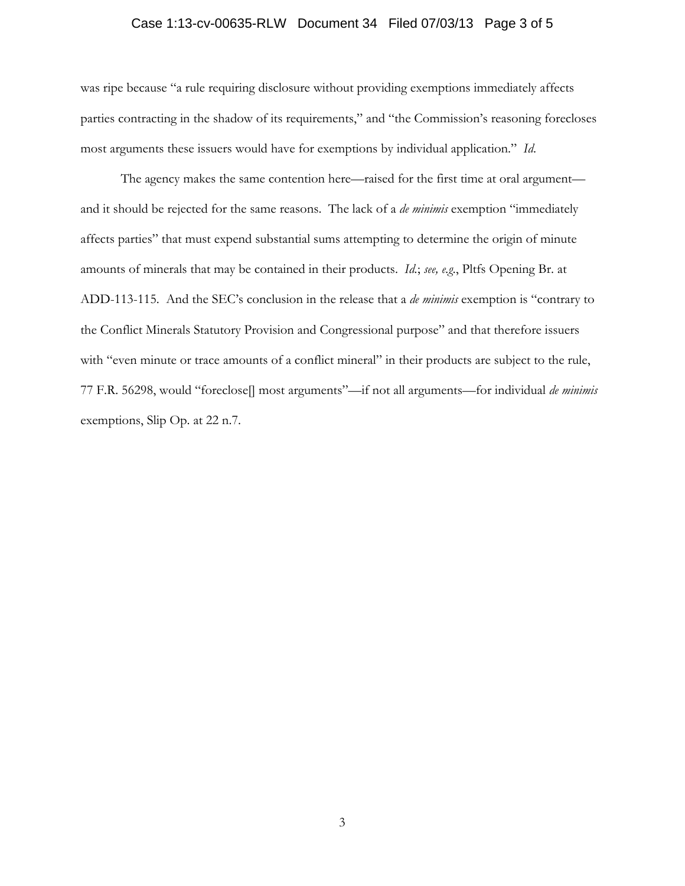was ripe because "a rule requiring disclosure without providing exemptions immediately affects parties contracting in the shadow of its requirements," and "the Commission's reasoning forecloses most arguments these issuers would have for exemptions by individual application." *Id.*

The agency makes the same contention here—raised for the first time at oral argument—and it should be rejected for the same reasons. The lack of a *de minimis* exemption "immediately affects parties" that must expend substantial sums attempting to determine the origin of minute amounts of minerals that may be contained in their products. *Id.*; *see, e.g.*, Pltfs Opening Br. at ADD-113-115. And the SEC's conclusion in the release that a *de minimis* exemption is "contrary to the Conflict Minerals Statutory Provision and Congressional purpose" and that therefore issuers with "even minute or trace amounts of a conflict mineral" in their products are subject to the rule, 77 F.R. 56298, would "foreclose[] most arguments"—if not all arguments—for individual *de minimis* exemptions, Slip Op. at 22 n.7.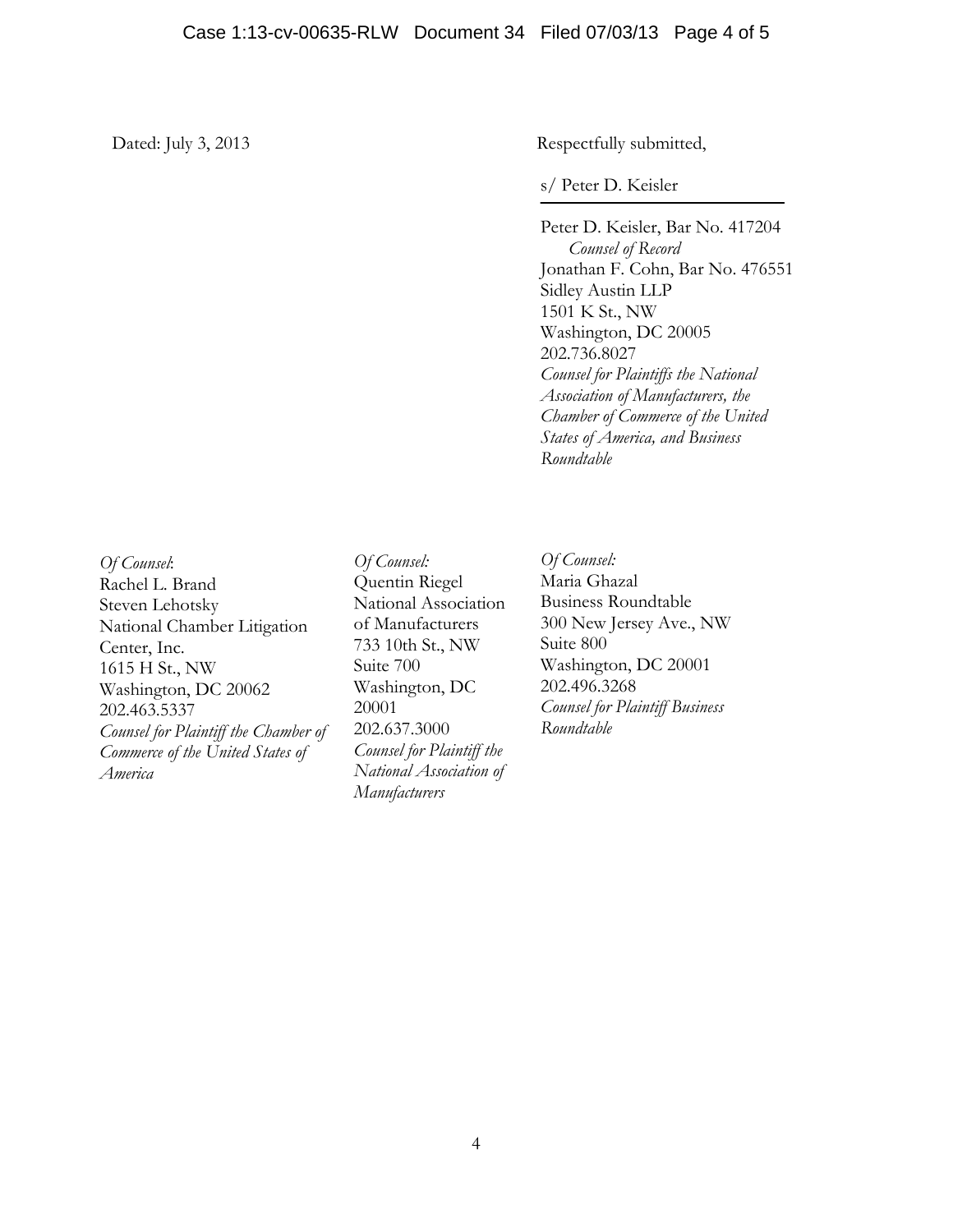Dated: July 3, 2013

Respectfully submitted,

s/ Peter D. Keisler

Peter D. Keisler, Bar No. 417204
*Counsel of Record*
Jonathan F. Cohn, Bar No. 476551
Sidley Austin LLP
1501 K St., NW
Washington, DC 20005
202.736.8027
*Counsel for Plaintiffs the National Association of Manufacturers, the Chamber of Commerce of the United States of America, and Business Roundtable*

*Of Counsel*:
Rachel L. Brand
Steven Lehotsky
National Chamber Litigation Center, Inc.
1615 H St., NW
Washington, DC 20062
202.463.5337
*Counsel for Plaintiff the Chamber of Commerce of the United States of America*

*Of Counsel:*
Quentin Riegel
National Association of Manufacturers
733 10th St., NW
Suite 700
Washington, DC 20001
202.637.3000
*Counsel for Plaintiff the National Association of Manufacturers*

*Of Counsel:*
Maria Ghazal
Business Roundtable
300 New Jersey Ave., NW
Suite 800
Washington, DC 20001
202.496.3268
*Counsel for Plaintiff Business Roundtable*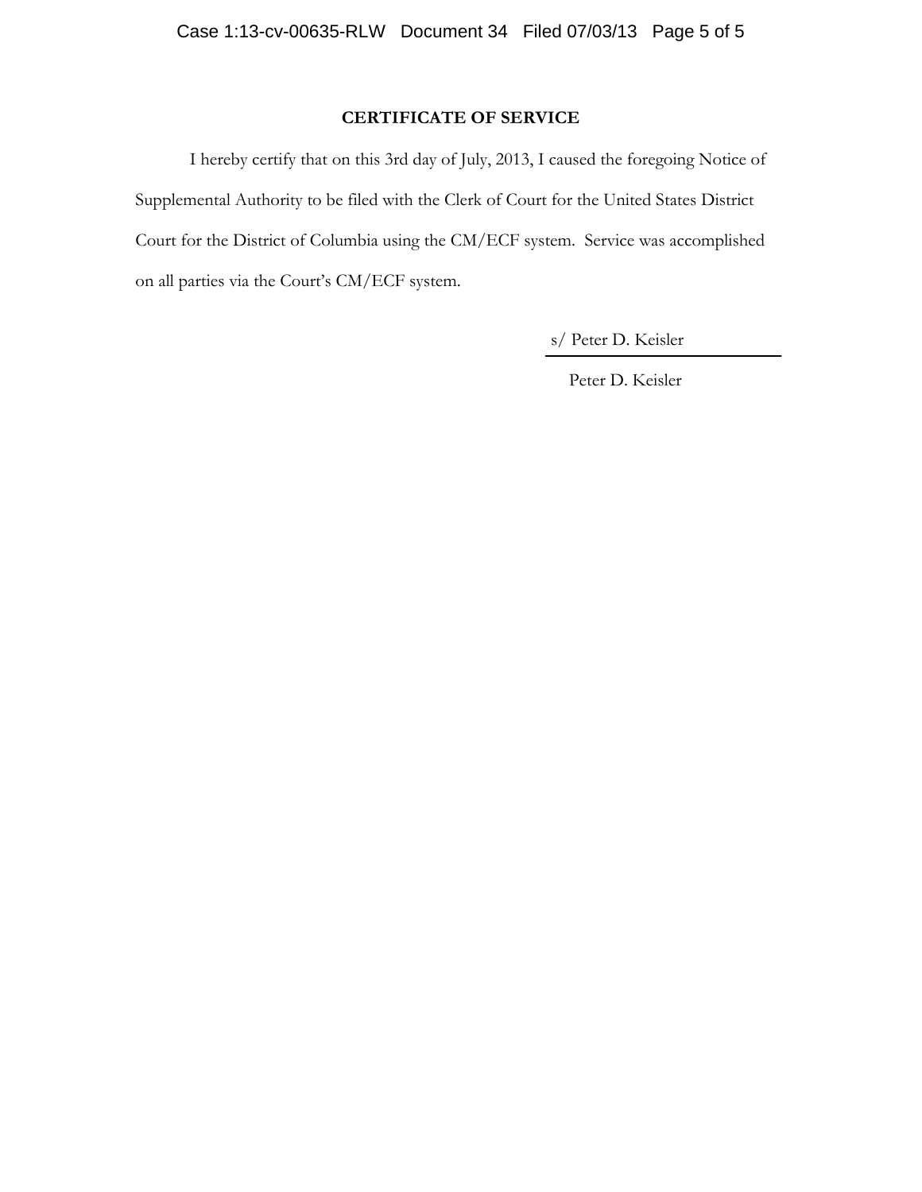## CERTIFICATE OF SERVICE

I hereby certify that on this 3rd day of July, 2013, I caused the foregoing Notice of Supplemental Authority to be filed with the Clerk of Court for the United States District Court for the District of Columbia using the CM/ECF system. Service was accomplished on all parties via the Court's CM/ECF system.

s/ Peter D. Keisler

Peter D. Keisler